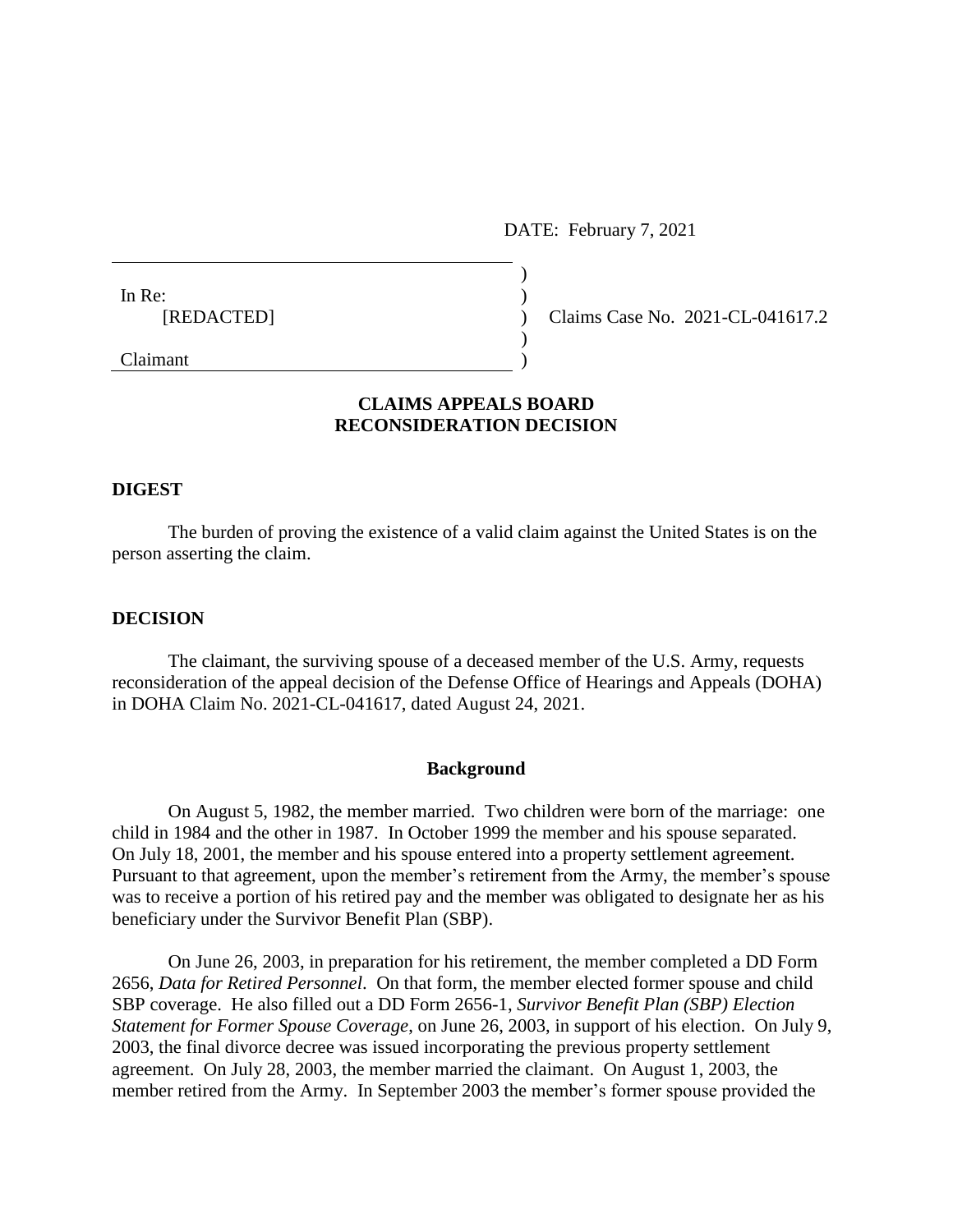DATE: February 7, 2021

In Re:
[REDACTED]

Claimant

Claims Case No. 2021-CL-041617.2

## CLAIMS APPEALS BOARD
## RECONSIDERATION DECISION

### DIGEST

The burden of proving the existence of a valid claim against the United States is on the person asserting the claim.

### DECISION

The claimant, the surviving spouse of a deceased member of the U.S. Army, requests reconsideration of the appeal decision of the Defense Office of Hearings and Appeals (DOHA) in DOHA Claim No. 2021-CL-041617, dated August 24, 2021.

#### Background

On August 5, 1982, the member married. Two children were born of the marriage: one child in 1984 and the other in 1987. In October 1999 the member and his spouse separated. On July 18, 2001, the member and his spouse entered into a property settlement agreement. Pursuant to that agreement, upon the member's retirement from the Army, the member's spouse was to receive a portion of his retired pay and the member was obligated to designate her as his beneficiary under the Survivor Benefit Plan (SBP).

On June 26, 2003, in preparation for his retirement, the member completed a DD Form 2656, *Data for Retired Personnel*. On that form, the member elected former spouse and child SBP coverage. He also filled out a DD Form 2656-1, *Survivor Benefit Plan (SBP) Election Statement for Former Spouse Coverage*, on June 26, 2003, in support of his election. On July 9, 2003, the final divorce decree was issued incorporating the previous property settlement agreement. On July 28, 2003, the member married the claimant. On August 1, 2003, the member retired from the Army. In September 2003 the member's former spouse provided the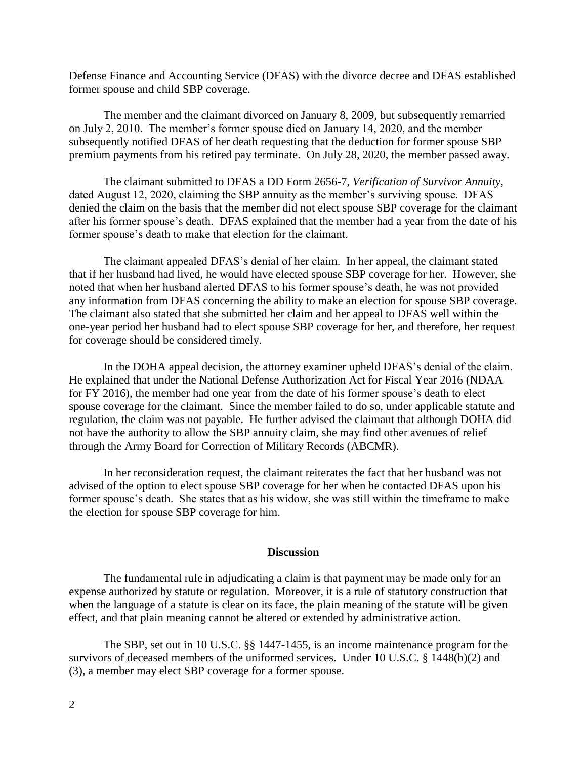Defense Finance and Accounting Service (DFAS) with the divorce decree and DFAS established former spouse and child SBP coverage.

The member and the claimant divorced on January 8, 2009, but subsequently remarried on July 2, 2010. The member's former spouse died on January 14, 2020, and the member subsequently notified DFAS of her death requesting that the deduction for former spouse SBP premium payments from his retired pay terminate. On July 28, 2020, the member passed away.

The claimant submitted to DFAS a DD Form 2656-7, *Verification of Survivor Annuity*, dated August 12, 2020, claiming the SBP annuity as the member's surviving spouse. DFAS denied the claim on the basis that the member did not elect spouse SBP coverage for the claimant after his former spouse's death. DFAS explained that the member had a year from the date of his former spouse's death to make that election for the claimant.

The claimant appealed DFAS's denial of her claim. In her appeal, the claimant stated that if her husband had lived, he would have elected spouse SBP coverage for her. However, she noted that when her husband alerted DFAS to his former spouse's death, he was not provided any information from DFAS concerning the ability to make an election for spouse SBP coverage. The claimant also stated that she submitted her claim and her appeal to DFAS well within the one-year period her husband had to elect spouse SBP coverage for her, and therefore, her request for coverage should be considered timely.

In the DOHA appeal decision, the attorney examiner upheld DFAS's denial of the claim. He explained that under the National Defense Authorization Act for Fiscal Year 2016 (NDAA for FY 2016), the member had one year from the date of his former spouse's death to elect spouse coverage for the claimant. Since the member failed to do so, under applicable statute and regulation, the claim was not payable. He further advised the claimant that although DOHA did not have the authority to allow the SBP annuity claim, she may find other avenues of relief through the Army Board for Correction of Military Records (ABCMR).

In her reconsideration request, the claimant reiterates the fact that her husband was not advised of the option to elect spouse SBP coverage for her when he contacted DFAS upon his former spouse's death. She states that as his widow, she was still within the timeframe to make the election for spouse SBP coverage for him.

## Discussion

The fundamental rule in adjudicating a claim is that payment may be made only for an expense authorized by statute or regulation. Moreover, it is a rule of statutory construction that when the language of a statute is clear on its face, the plain meaning of the statute will be given effect, and that plain meaning cannot be altered or extended by administrative action.

The SBP, set out in 10 U.S.C. §§ 1447-1455, is an income maintenance program for the survivors of deceased members of the uniformed services. Under 10 U.S.C. § 1448(b)(2) and (3), a member may elect SBP coverage for a former spouse.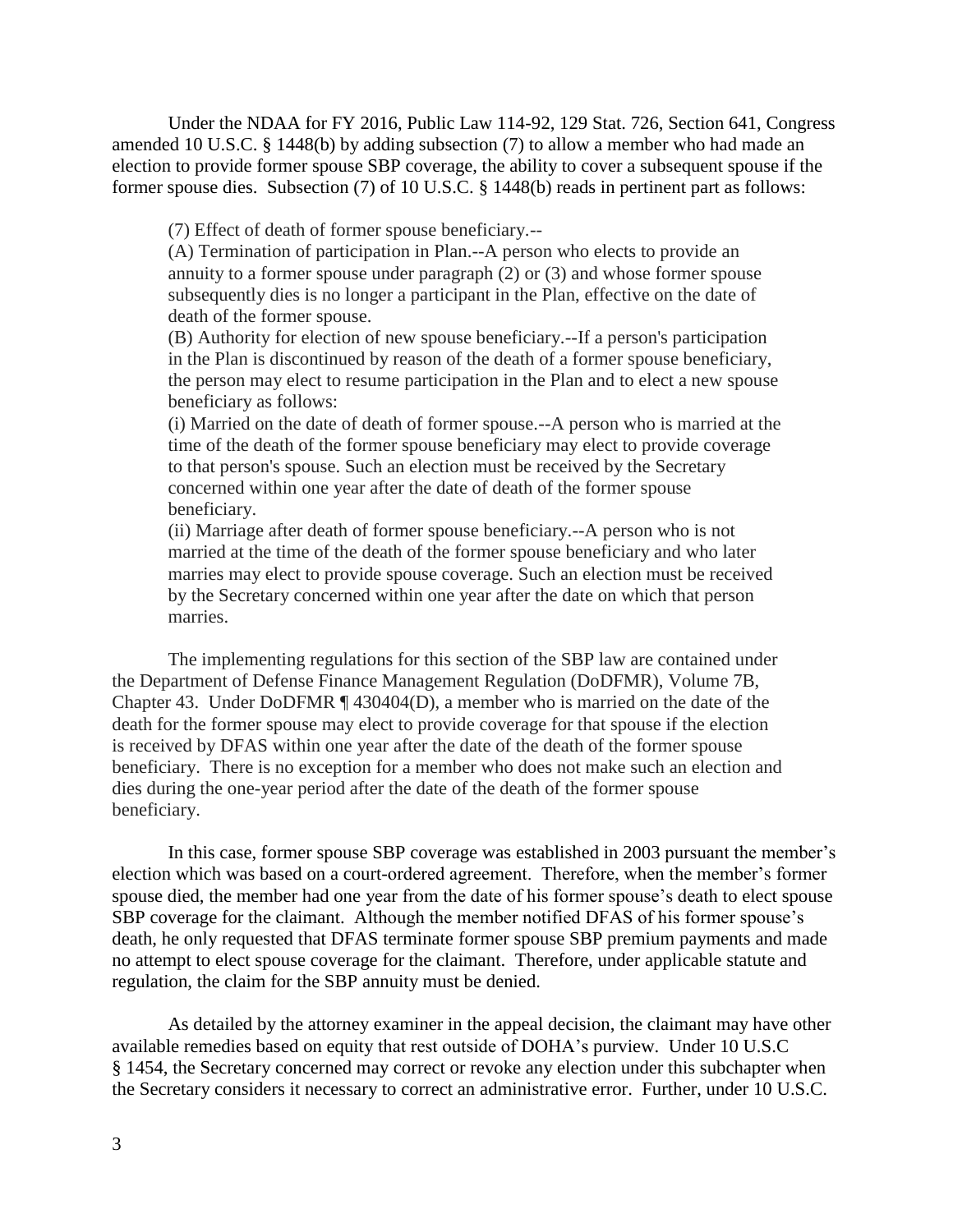Under the NDAA for FY 2016, Public Law 114-92, 129 Stat. 726, Section 641, Congress amended 10 U.S.C. § 1448(b) by adding subsection (7) to allow a member who had made an election to provide former spouse SBP coverage, the ability to cover a subsequent spouse if the former spouse dies. Subsection (7) of 10 U.S.C. § 1448(b) reads in pertinent part as follows:

> (7) Effect of death of former spouse beneficiary.--
> (A) Termination of participation in Plan.--A person who elects to provide an annuity to a former spouse under paragraph (2) or (3) and whose former spouse subsequently dies is no longer a participant in the Plan, effective on the date of death of the former spouse.
> (B) Authority for election of new spouse beneficiary.--If a person's participation in the Plan is discontinued by reason of the death of a former spouse beneficiary, the person may elect to resume participation in the Plan and to elect a new spouse beneficiary as follows:
> (i) Married on the date of death of former spouse.--A person who is married at the time of the death of the former spouse beneficiary may elect to provide coverage to that person's spouse. Such an election must be received by the Secretary concerned within one year after the date of death of the former spouse beneficiary.
> (ii) Marriage after death of former spouse beneficiary.--A person who is not married at the time of the death of the former spouse beneficiary and who later marries may elect to provide spouse coverage. Such an election must be received by the Secretary concerned within one year after the date on which that person marries.

The implementing regulations for this section of the SBP law are contained under the Department of Defense Finance Management Regulation (DoDFMR), Volume 7B, Chapter 43. Under DoDFMR ¶ 430404(D), a member who is married on the date of the death for the former spouse may elect to provide coverage for that spouse if the election is received by DFAS within one year after the date of the death of the former spouse beneficiary. There is no exception for a member who does not make such an election and dies during the one-year period after the date of the death of the former spouse beneficiary.

In this case, former spouse SBP coverage was established in 2003 pursuant the member's election which was based on a court-ordered agreement. Therefore, when the member's former spouse died, the member had one year from the date of his former spouse's death to elect spouse SBP coverage for the claimant. Although the member notified DFAS of his former spouse's death, he only requested that DFAS terminate former spouse SBP premium payments and made no attempt to elect spouse coverage for the claimant. Therefore, under applicable statute and regulation, the claim for the SBP annuity must be denied.

As detailed by the attorney examiner in the appeal decision, the claimant may have other available remedies based on equity that rest outside of DOHA's purview. Under 10 U.S.C § 1454, the Secretary concerned may correct or revoke any election under this subchapter when the Secretary considers it necessary to correct an administrative error. Further, under 10 U.S.C.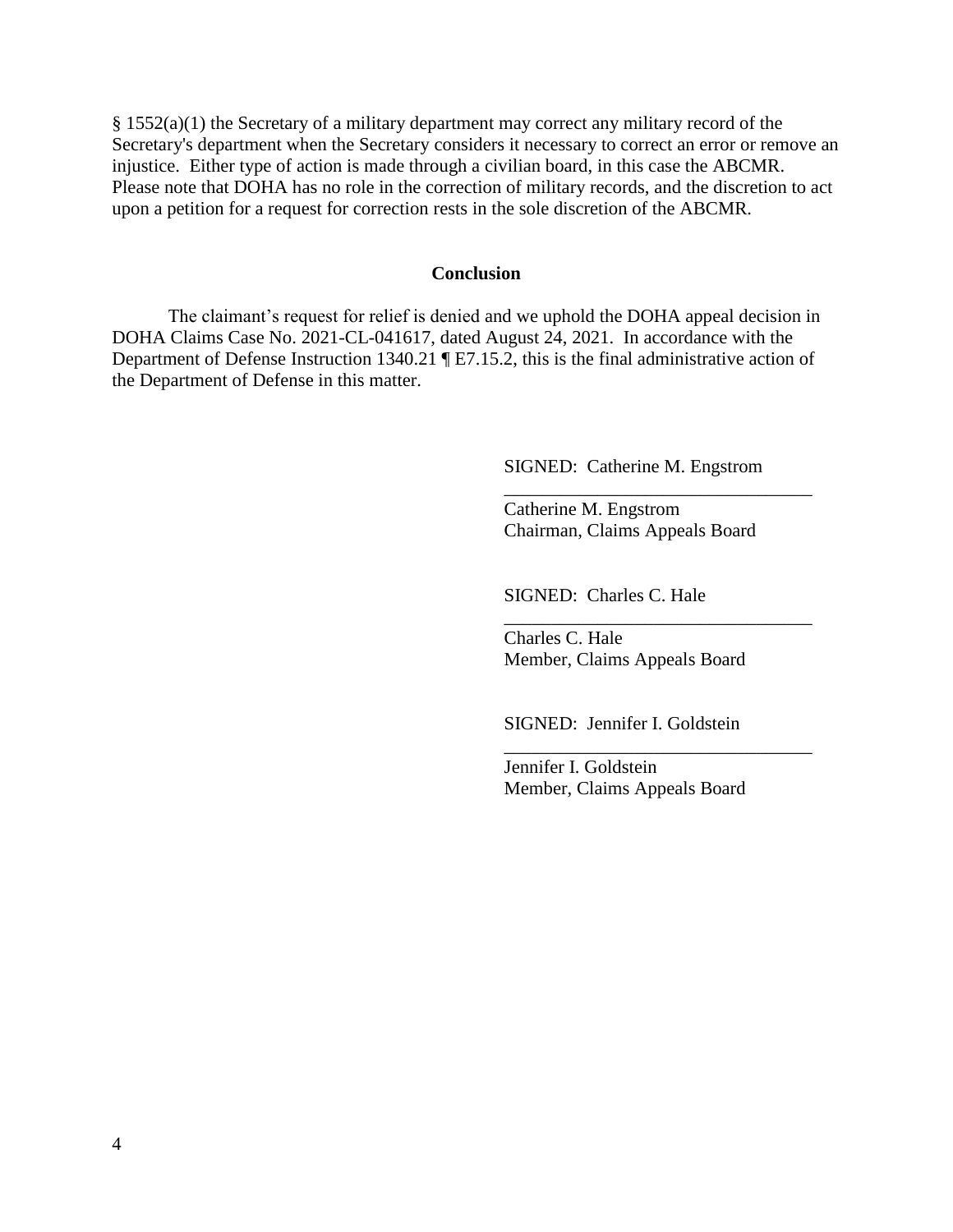§ 1552(a)(1) the Secretary of a military department may correct any military record of the Secretary's department when the Secretary considers it necessary to correct an error or remove an injustice. Either type of action is made through a civilian board, in this case the ABCMR. Please note that DOHA has no role in the correction of military records, and the discretion to act upon a petition for a request for correction rests in the sole discretion of the ABCMR.

## Conclusion

The claimant's request for relief is denied and we uphold the DOHA appeal decision in DOHA Claims Case No. 2021-CL-041617, dated August 24, 2021. In accordance with the Department of Defense Instruction 1340.21 ¶ E7.15.2, this is the final administrative action of the Department of Defense in this matter.

SIGNED: Catherine M. Engstrom

Catherine M. Engstrom
Chairman, Claims Appeals Board

SIGNED: Charles C. Hale

Charles C. Hale
Member, Claims Appeals Board

SIGNED: Jennifer I. Goldstein

Jennifer I. Goldstein
Member, Claims Appeals Board